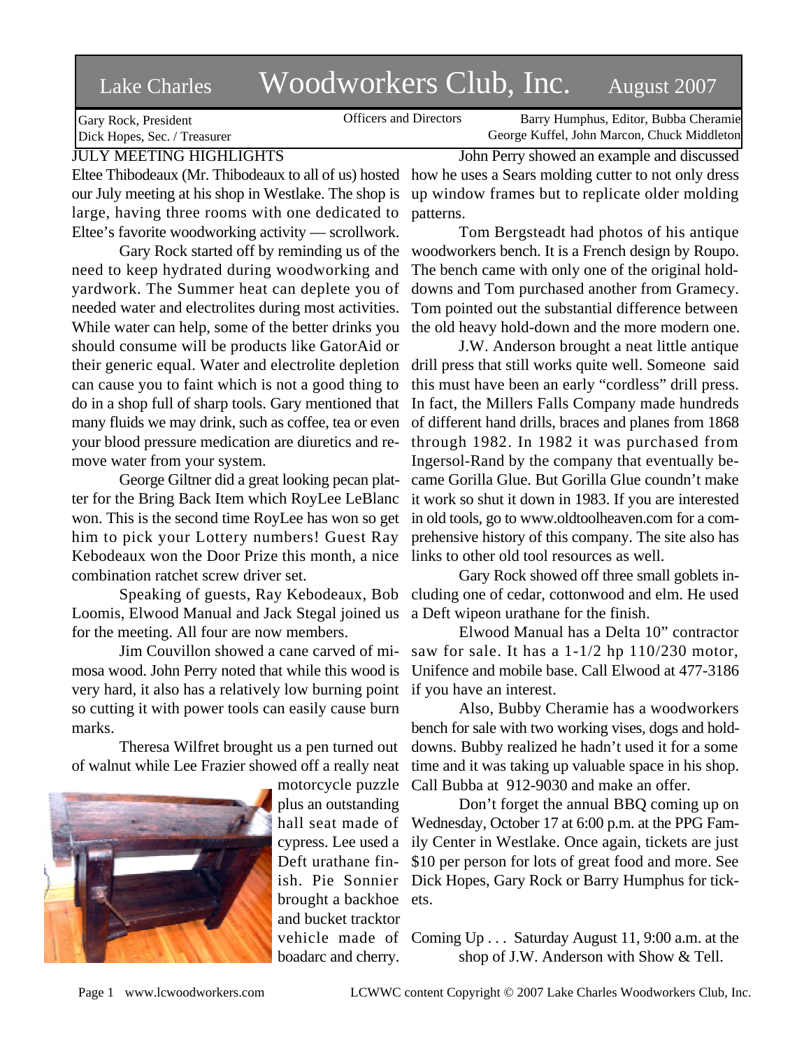# Lake Charles Woodworkers Club, Inc. August 2007

Gary Rock, President
Dick Hopes, Sec. / Treasurer

Officers and Directors

Barry Humphus, Editor, Bubba Cheramie
George Kuffel, John Marcon, Chuck Middleton

## JULY MEETING HIGHLIGHTS

Eltee Thibodeaux (Mr. Thibodeaux to all of us) hosted our July meeting at his shop in Westlake. The shop is large, having three rooms with one dedicated to Eltee's favorite woodworking activity — scrollwork.

Gary Rock started off by reminding us of the need to keep hydrated during woodworking and yardwork. The Summer heat can deplete you of needed water and electrolites during most activities. While water can help, some of the better drinks you should consume will be products like GatorAid or their generic equal. Water and electrolite depletion can cause you to faint which is not a good thing to do in a shop full of sharp tools. Gary mentioned that many fluids we may drink, such as coffee, tea or even your blood pressure medication are diuretics and remove water from your system.

George Giltner did a great looking pecan platter for the Bring Back Item which RoyLee LeBlanc won. This is the second time RoyLee has won so get him to pick your Lottery numbers! Guest Ray Kebodeaux won the Door Prize this month, a nice combination ratchet screw driver set.

Speaking of guests, Ray Kebodeaux, Bob Loomis, Elwood Manual and Jack Stegal joined us for the meeting. All four are now members.

Jim Couvillon showed a cane carved of mimosa wood. John Perry noted that while this wood is very hard, it also has a relatively low burning point so cutting it with power tools can easily cause burn marks.

Theresa Wilfret brought us a pen turned out of walnut while Lee Frazier showed off a really neat motorcycle puzzle plus an outstanding hall seat made of cypress. Lee used a Deft urathane finish. Pie Sonnier brought a backhoe and bucket tracktor vehicle made of boadarc and cherry.

John Perry showed an example and discussed how he uses a Sears molding cutter to not only dress up window frames but to replicate older molding patterns.

Tom Bergsteadt had photos of his antique woodworkers bench. It is a French design by Roupo. The bench came with only one of the original hold-downs and Tom purchased another from Gramecy. Tom pointed out the substantial difference between the old heavy hold-down and the more modern one.

J.W. Anderson brought a neat little antique drill press that still works quite well. Someone said this must have been an early "cordless" drill press. In fact, the Millers Falls Company made hundreds of different hand drills, braces and planes from 1868 through 1982. In 1982 it was purchased from Ingersol-Rand by the company that eventually became Gorilla Glue. But Gorilla Glue coundn't make it work so shut it down in 1983. If you are interested in old tools, go to www.oldtoolheaven.com for a comprehensive history of this company. The site also has links to other old tool resources as well.

Gary Rock showed off three small goblets including one of cedar, cottonwood and elm. He used a Deft wipeon urathane for the finish.

Elwood Manual has a Delta 10" contractor saw for sale. It has a 1-1/2 hp 110/230 motor, Unifence and mobile base. Call Elwood at 477-3186 if you have an interest.

Also, Bubby Cheramie has a woodworkers bench for sale with two working vises, dogs and hold-downs. Bubby realized he hadn't used it for a some time and it was taking up valuable space in his shop. Call Bubba at 912-9030 and make an offer.

Don't forget the annual BBQ coming up on Wednesday, October 17 at 6:00 p.m. at the PPG Family Center in Westlake. Once again, tickets are just $10 per person for lots of great food and more. See Dick Hopes, Gary Rock or Barry Humphus for tickets.

Coming Up . . . Saturday August 11, 9:00 a.m. at the shop of J.W. Anderson with Show & Tell.

LCWWC content Copyright © 2007 Lake Charles Woodworkers Club, Inc.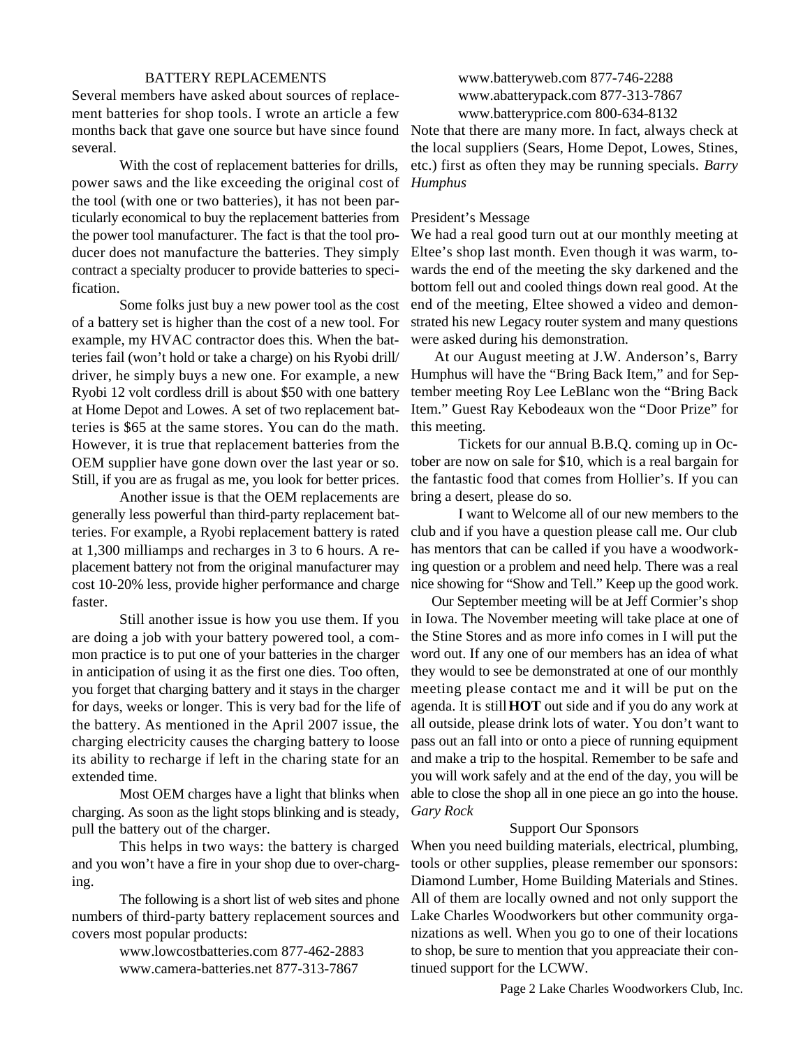## BATTERY REPLACEMENTS

Several members have asked about sources of replacement batteries for shop tools. I wrote an article a few months back that gave one source but have since found several.

With the cost of replacement batteries for drills, power saws and the like exceeding the original cost of the tool (with one or two batteries), it has not been particularly economical to buy the replacement batteries from the power tool manufacturer. The fact is that the tool producer does not manufacture the batteries. They simply contract a specialty producer to provide batteries to specification.

Some folks just buy a new power tool as the cost of a battery set is higher than the cost of a new tool. For example, my HVAC contractor does this. When the batteries fail (won't hold or take a charge) on his Ryobi drill/driver, he simply buys a new one. For example, a new Ryobi 12 volt cordless drill is about $50 with one battery at Home Depot and Lowes. A set of two replacement batteries is $65 at the same stores. You can do the math. However, it is true that replacement batteries from the OEM supplier have gone down over the last year or so. Still, if you are as frugal as me, you look for better prices.

Another issue is that the OEM replacements are generally less powerful than third-party replacement batteries. For example, a Ryobi replacement battery is rated at 1,300 milliamps and recharges in 3 to 6 hours. A replacement battery not from the original manufacturer may cost 10-20% less, provide higher performance and charge faster.

Still another issue is how you use them. If you are doing a job with your battery powered tool, a common practice is to put one of your batteries in the charger in anticipation of using it as the first one dies. Too often, you forget that charging battery and it stays in the charger for days, weeks or longer. This is very bad for the life of the battery. As mentioned in the April 2007 issue, the charging electricity causes the charging battery to loose its ability to recharge if left in the charing state for an extended time.

Most OEM charges have a light that blinks when charging. As soon as the light stops blinking and is steady, pull the battery out of the charger.

This helps in two ways: the battery is charged and you won't have a fire in your shop due to over-charging.

The following is a short list of web sites and phone numbers of third-party battery replacement sources and covers most popular products:

www.lowcostbatteries.com 877-462-2883
www.camera-batteries.net 877-313-7867
www.batteryweb.com 877-746-2288
www.abatterypack.com 877-313-7867
www.batteryprice.com 800-634-8132

Note that there are many more. In fact, always check at the local suppliers (Sears, Home Depot, Lowes, Stines, etc.) first as often they may be running specials. *Barry Humphus*

## President's Message

We had a real good turn out at our monthly meeting at Eltee's shop last month. Even though it was warm, towards the end of the meeting the sky darkened and the bottom fell out and cooled things down real good. At the end of the meeting, Eltee showed a video and demonstrated his new Legacy router system and many questions were asked during his demonstration.

At our August meeting at J.W. Anderson's, Barry Humphus will have the "Bring Back Item," and for September meeting Roy Lee LeBlanc won the "Bring Back Item." Guest Ray Kebodeaux won the "Door Prize" for this meeting.

Tickets for our annual B.B.Q. coming up in October are now on sale for $10, which is a real bargain for the fantastic food that comes from Hollier's. If you can bring a desert, please do so.

I want to Welcome all of our new members to the club and if you have a question please call me. Our club has mentors that can be called if you have a woodworking question or a problem and need help. There was a real nice showing for "Show and Tell." Keep up the good work.

Our September meeting will be at Jeff Cormier's shop in Iowa. The November meeting will take place at one of the Stine Stores and as more info comes in I will put the word out. If any one of our members has an idea of what they would to see be demonstrated at one of our monthly meeting please contact me and it will be put on the agenda. It is still **HOT** out side and if you do any work at all outside, please drink lots of water. You don't want to pass out an fall into or onto a piece of running equipment and make a trip to the hospital. Remember to be safe and you will work safely and at the end of the day, you will be able to close the shop all in one piece an go into the house. *Gary Rock*

## Support Our Sponsors

When you need building materials, electrical, plumbing, tools or other supplies, please remember our sponsors: Diamond Lumber, Home Building Materials and Stines. All of them are locally owned and not only support the Lake Charles Woodworkers but other community organizations as well. When you go to one of their locations to shop, be sure to mention that you appreaciate their continued support for the LCWW.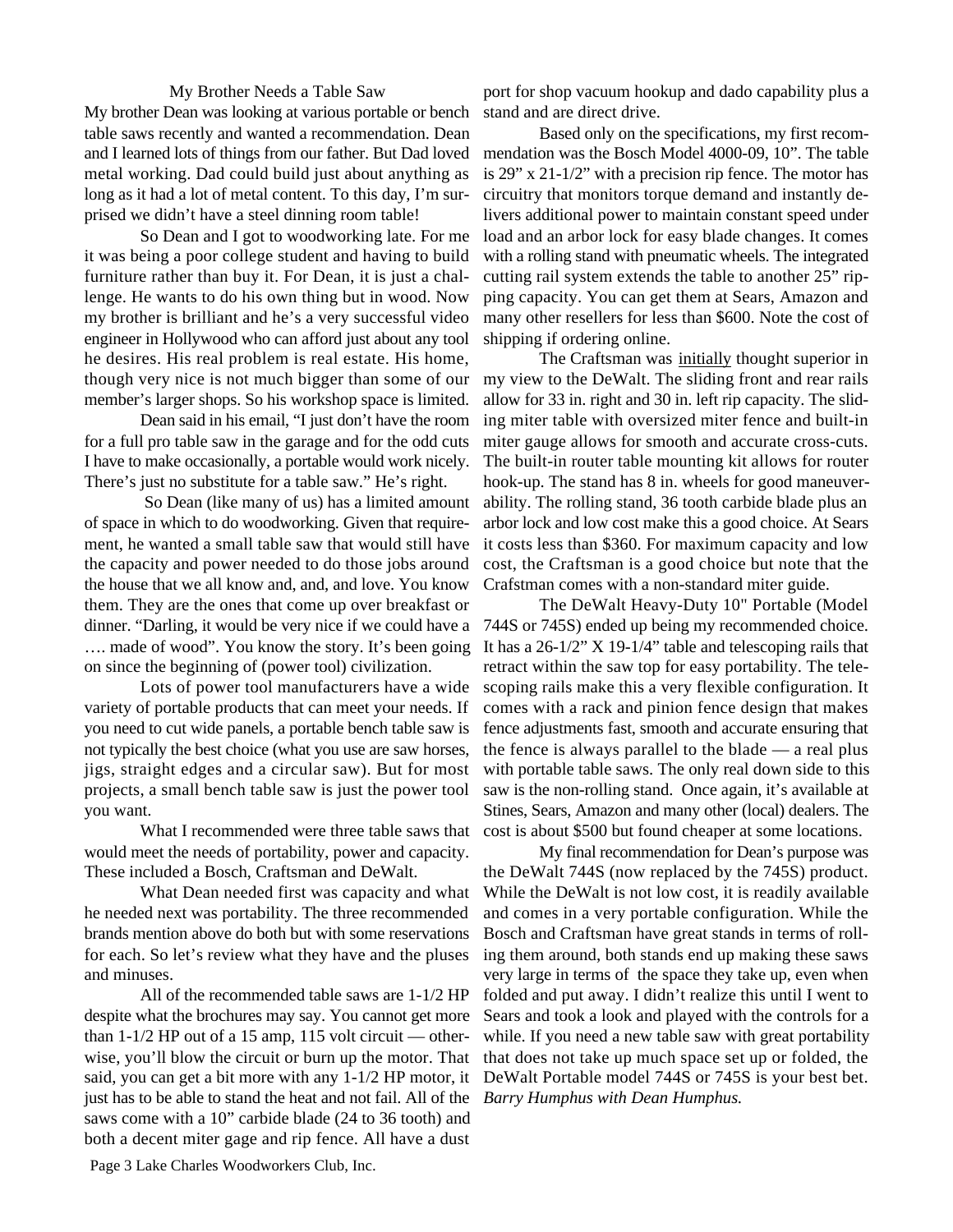## My Brother Needs a Table Saw

My brother Dean was looking at various portable or bench table saws recently and wanted a recommendation. Dean and I learned lots of things from our father. But Dad loved metal working. Dad could build just about anything as long as it had a lot of metal content. To this day, I'm surprised we didn't have a steel dinning room table!

So Dean and I got to woodworking late. For me it was being a poor college student and having to build furniture rather than buy it. For Dean, it is just a challenge. He wants to do his own thing but in wood. Now my brother is brilliant and he's a very successful video engineer in Hollywood who can afford just about any tool he desires. His real problem is real estate. His home, though very nice is not much bigger than some of our member's larger shops. So his workshop space is limited.

Dean said in his email, "I just don't have the room for a full pro table saw in the garage and for the odd cuts I have to make occasionally, a portable would work nicely. There's just no substitute for a table saw." He's right.

So Dean (like many of us) has a limited amount of space in which to do woodworking. Given that requirement, he wanted a small table saw that would still have the capacity and power needed to do those jobs around the house that we all know and, and, and love. You know them. They are the ones that come up over breakfast or dinner. "Darling, it would be very nice if we could have a …. made of wood". You know the story. It's been going on since the beginning of (power tool) civilization.

Lots of power tool manufacturers have a wide variety of portable products that can meet your needs. If you need to cut wide panels, a portable bench table saw is not typically the best choice (what you use are saw horses, jigs, straight edges and a circular saw). But for most projects, a small bench table saw is just the power tool you want.

What I recommended were three table saws that would meet the needs of portability, power and capacity. These included a Bosch, Craftsman and DeWalt.

What Dean needed first was capacity and what he needed next was portability. The three recommended brands mention above do both but with some reservations for each. So let's review what they have and the pluses and minuses.

All of the recommended table saws are 1-1/2 HP despite what the brochures may say. You cannot get more than 1-1/2 HP out of a 15 amp, 115 volt circuit — otherwise, you'll blow the circuit or burn up the motor. That said, you can get a bit more with any 1-1/2 HP motor, it just has to be able to stand the heat and not fail. All of the saws come with a 10" carbide blade (24 to 36 tooth) and both a decent miter gage and rip fence. All have a dust port for shop vacuum hookup and dado capability plus a stand and are direct drive.

Based only on the specifications, my first recommendation was the Bosch Model 4000-09, 10". The table is 29" x 21-1/2" with a precision rip fence. The motor has circuitry that monitors torque demand and instantly delivers additional power to maintain constant speed under load and an arbor lock for easy blade changes. It comes with a rolling stand with pneumatic wheels. The integrated cutting rail system extends the table to another 25" ripping capacity. You can get them at Sears, Amazon and many other resellers for less than $600. Note the cost of shipping if ordering online.

The Craftsman was <u>initially</u> thought superior in my view to the DeWalt. The sliding front and rear rails allow for 33 in. right and 30 in. left rip capacity. The sliding miter table with oversized miter fence and built-in miter gauge allows for smooth and accurate cross-cuts. The built-in router table mounting kit allows for router hook-up. The stand has 8 in. wheels for good maneuverability. The rolling stand, 36 tooth carbide blade plus an arbor lock and low cost make this a good choice. At Sears it costs less than $360. For maximum capacity and low cost, the Craftsman is a good choice but note that the Crafstman comes with a non-standard miter guide.

The DeWalt Heavy-Duty 10" Portable (Model 744S or 745S) ended up being my recommended choice. It has a 26-1/2" X 19-1/4" table and telescoping rails that retract within the saw top for easy portability. The telescoping rails make this a very flexible configuration. It comes with a rack and pinion fence design that makes fence adjustments fast, smooth and accurate ensuring that the fence is always parallel to the blade — a real plus with portable table saws. The only real down side to this saw is the non-rolling stand. Once again, it's available at Stines, Sears, Amazon and many other (local) dealers. The cost is about $500 but found cheaper at some locations.

My final recommendation for Dean's purpose was the DeWalt 744S (now replaced by the 745S) product. While the DeWalt is not low cost, it is readily available and comes in a very portable configuration. While the Bosch and Craftsman have great stands in terms of rolling them around, both stands end up making these saws very large in terms of the space they take up, even when folded and put away. I didn't realize this until I went to Sears and took a look and played with the controls for a while. If you need a new table saw with great portability that does not take up much space set up or folded, the DeWalt Portable model 744S or 745S is your best bet. *Barry Humphus with Dean Humphus.*